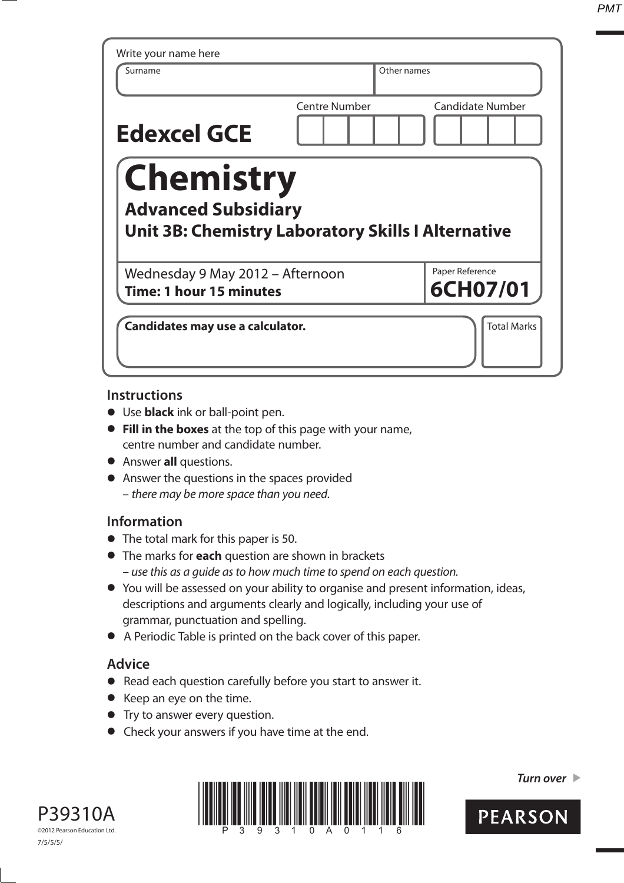Write your name here

| Surname | Other names |
|---|---|
| | |

**Edexcel GCE**

| Centre Number | Candidate Number |
|---|---|
| | |

# Chemistry

## Advanced Subsidiary

## Unit 3B: Chemistry Laboratory Skills I Alternative

Wednesday 9 May 2012 – Afternoon
**Time: 1 hour 15 minutes**

Paper Reference
**6CH07/01**

**Candidates may use a calculator.**

Total Marks

### Instructions

- Use **black** ink or ball-point pen.
- **Fill in the boxes** at the top of this page with your name, centre number and candidate number.
- Answer **all** questions.
- Answer the questions in the spaces provided – *there may be more space than you need.*

### Information

- The total mark for this paper is 50.
- The marks for **each** question are shown in brackets – *use this as a guide as to how much time to spend on each question.*
- You will be assessed on your ability to organise and present information, ideas, descriptions and arguments clearly and logically, including your use of grammar, punctuation and spelling.
- A Periodic Table is printed on the back cover of this paper.

### Advice

- Read each question carefully before you start to answer it.
- Keep an eye on the time.
- Try to answer every question.
- Check your answers if you have time at the end.

*Turn over*

P39310A

©2012 Pearson Education Ltd.

7/5/5/5/

PEARSON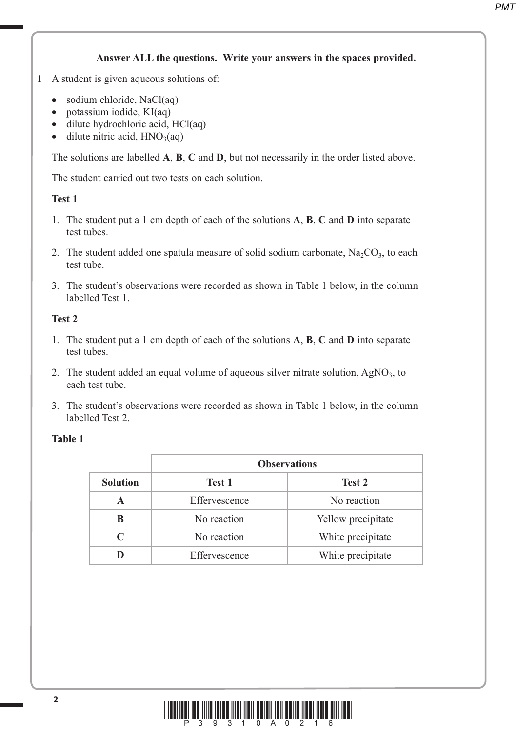**Answer ALL the questions. Write your answers in the spaces provided.**

**1** A student is given aqueous solutions of:

- sodium chloride, $NaCl(aq)$
- potassium iodide, $KI(aq)$
- dilute hydrochloric acid, $HCl(aq)$
- dilute nitric acid, $HNO_3(aq)$

The solutions are labelled **A**, **B**, **C** and **D**, but not necessarily in the order listed above.

The student carried out two tests on each solution.

**Test 1**

1. The student put a 1 cm depth of each of the solutions **A**, **B**, **C** and **D** into separate test tubes.
2. The student added one spatula measure of solid sodium carbonate, $Na_2CO_3$, to each test tube.
3. The student's observations were recorded as shown in Table 1 below, in the column labelled Test 1.

**Test 2**

1. The student put a 1 cm depth of each of the solutions **A**, **B**, **C** and **D** into separate test tubes.
2. The student added an equal volume of aqueous silver nitrate solution, $AgNO_3$, to each test tube.
3. The student's observations were recorded as shown in Table 1 below, in the column labelled Test 2.

**Table 1**

| | **Observations** | |
|---|---|---|
| **Solution** | **Test 1** | **Test 2** |
| **A** | Effervescence | No reaction |
| **B** | No reaction | Yellow precipitate |
| **C** | No reaction | White precipitate |
| **D** | Effervescence | White precipitate |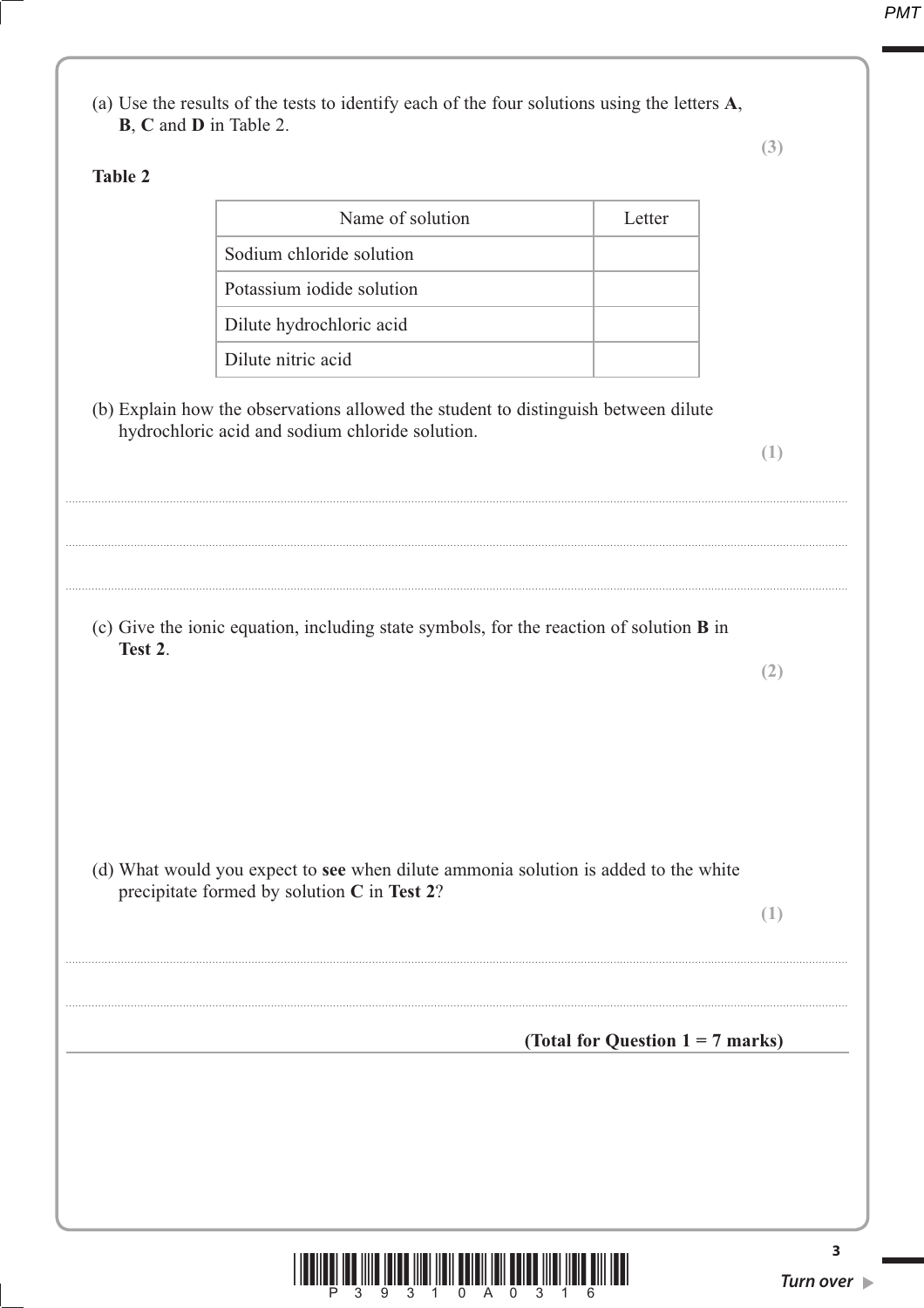(a) Use the results of the tests to identify each of the four solutions using the letters **A**, **B**, **C** and **D** in Table 2.

**(3)**

**Table 2**

| Name of solution | Letter |
|---|---|
| Sodium chloride solution | |
| Potassium iodide solution | |
| Dilute hydrochloric acid | |
| Dilute nitric acid | |

(b) Explain how the observations allowed the student to distinguish between dilute hydrochloric acid and sodium chloride solution.

**(1)**

..............................................................................................................................................

..............................................................................................................................................

..............................................................................................................................................

(c) Give the ionic equation, including state symbols, for the reaction of solution **B** in **Test 2**.

**(2)**

(d) What would you expect to **see** when dilute ammonia solution is added to the white precipitate formed by solution **C** in **Test 2**?

**(1)**

..............................................................................................................................................

..............................................................................................................................................

**(Total for Question 1 = 7 marks)**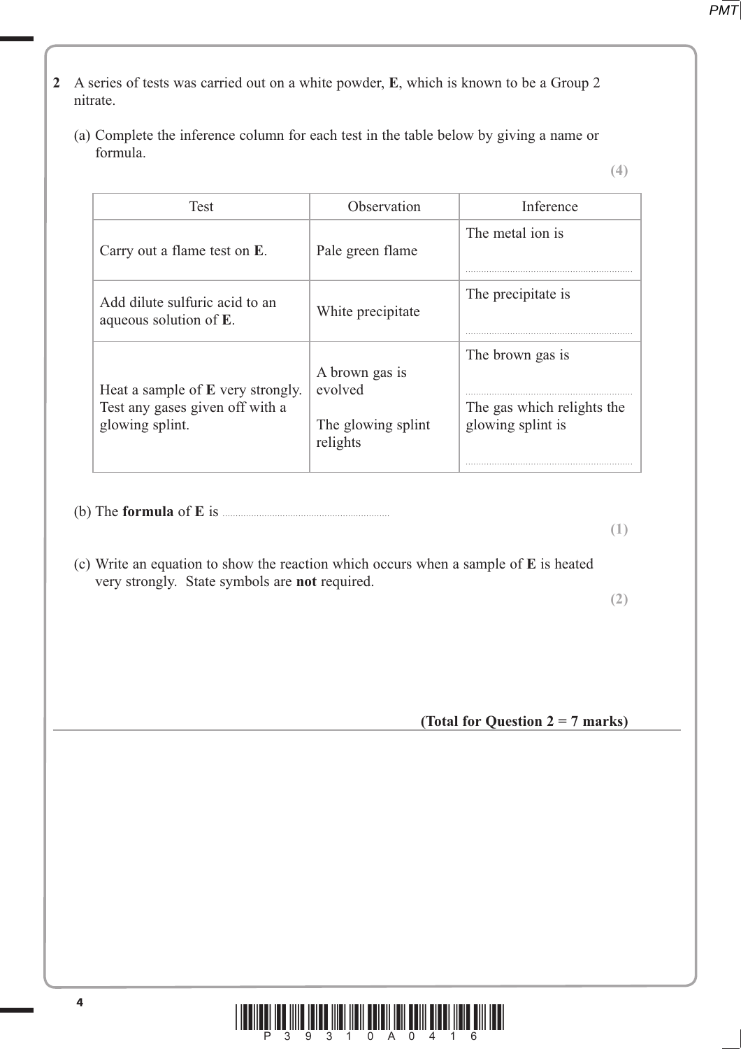**2** A series of tests was carried out on a white powder, **E**, which is known to be a Group 2 nitrate.

(a) Complete the inference column for each test in the table below by giving a name or formula.

**(4)**

| Test | Observation | Inference |
|---|---|---|
| Carry out a flame test on **E**. | Pale green flame | The metal ion is .................................... |
| Add dilute sulfuric acid to an aqueous solution of **E**. | White precipitate | The precipitate is .................................... |
| Heat a sample of **E** very strongly. Test any gases given off with a glowing splint. | A brown gas is evolved<br><br>The glowing splint relights | The brown gas is ....................................<br><br>The gas which relights the glowing splint is .................................... |

(b) The **formula** of **E** is ....................................

**(1)**

(c) Write an equation to show the reaction which occurs when a sample of **E** is heated very strongly. State symbols are **not** required.

**(2)**

**(Total for Question 2 = 7 marks)**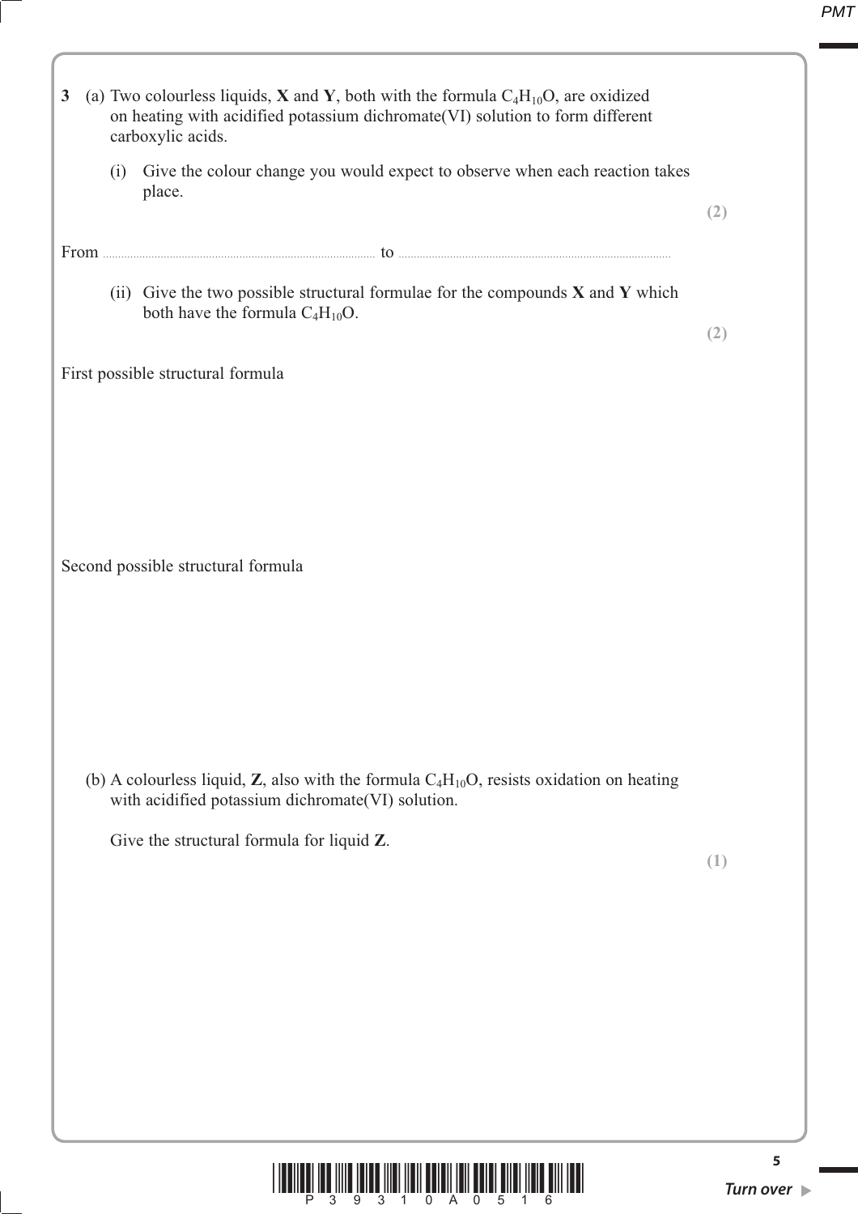**3** (a) Two colourless liquids, **X** and **Y**, both with the formula $C_4H_{10}O$, are oxidized on heating with acidified potassium dichromate(VI) solution to form different carboxylic acids.

(i) Give the colour change you would expect to observe when each reaction takes place.

**(2)**

From ........................................................ to ........................................................

(ii) Give the two possible structural formulae for the compounds **X** and **Y** which both have the formula $C_4H_{10}O$.

**(2)**

First possible structural formula

Second possible structural formula

(b) A colourless liquid, **Z**, also with the formula $C_4H_{10}O$, resists oxidation on heating with acidified potassium dichromate(VI) solution.

Give the structural formula for liquid **Z**.

**(1)**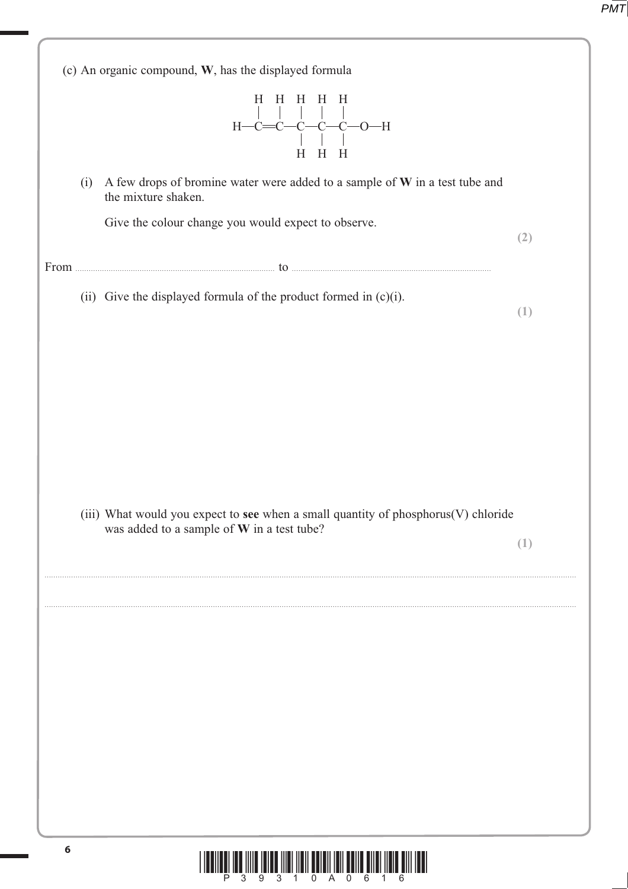(c) An organic compound, **W**, has the displayed formula

```
      H   H   H   H   H
      |   |   |   |   |
  H — C = C — C — C — C — O — H
              |   |   |
              H   H   H
```

(i) A few drops of bromine water were added to a sample of **W** in a test tube and the mixture shaken.

Give the colour change you would expect to observe.

**(2)**

From ........................................ to ........................................

(ii) Give the displayed formula of the product formed in (c)(i).

**(1)**

(iii) What would you expect to **see** when a small quantity of phosphorus(V) chloride was added to a sample of **W** in a test tube?

**(1)**

....................................................................................................................................................

....................................................................................................................................................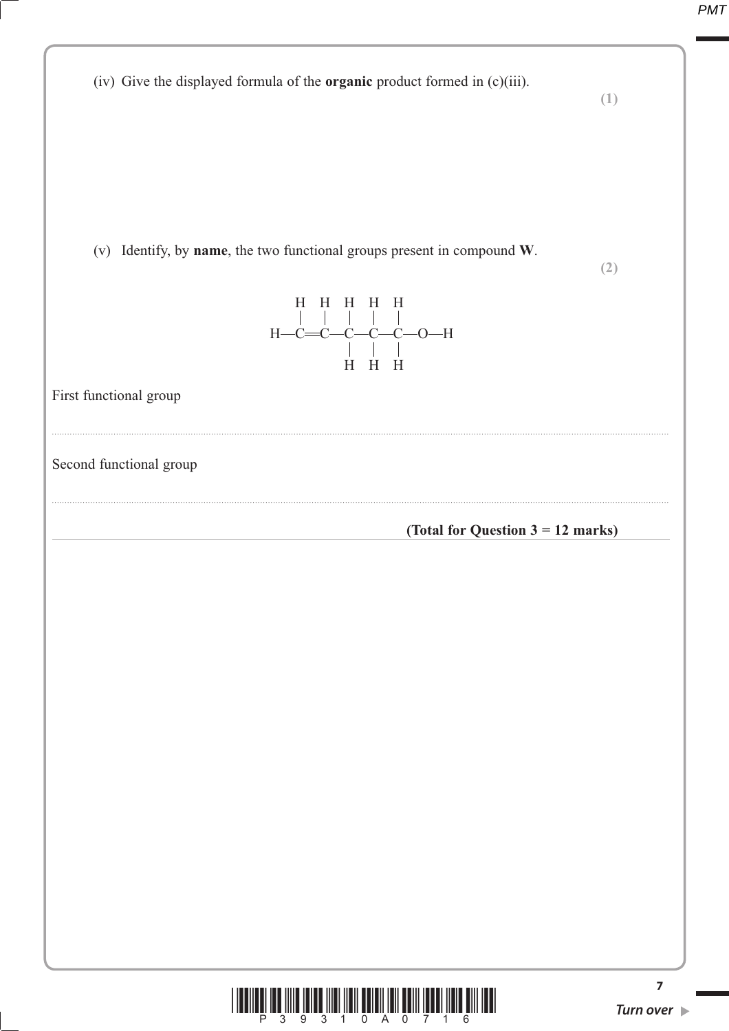(iv) Give the displayed formula of the **organic** product formed in (c)(iii).

**(1)**

(v) Identify, by **name**, the two functional groups present in compound **W**.

**(2)**

```
    H   H   H   H   H
    |   |   |   |   |
H—C═C—C—C—C—O—H
            |   |   |
            H   H   H
```

First functional group

..............................................................................................................................................

Second functional group

..............................................................................................................................................

**(Total for Question 3 = 12 marks)**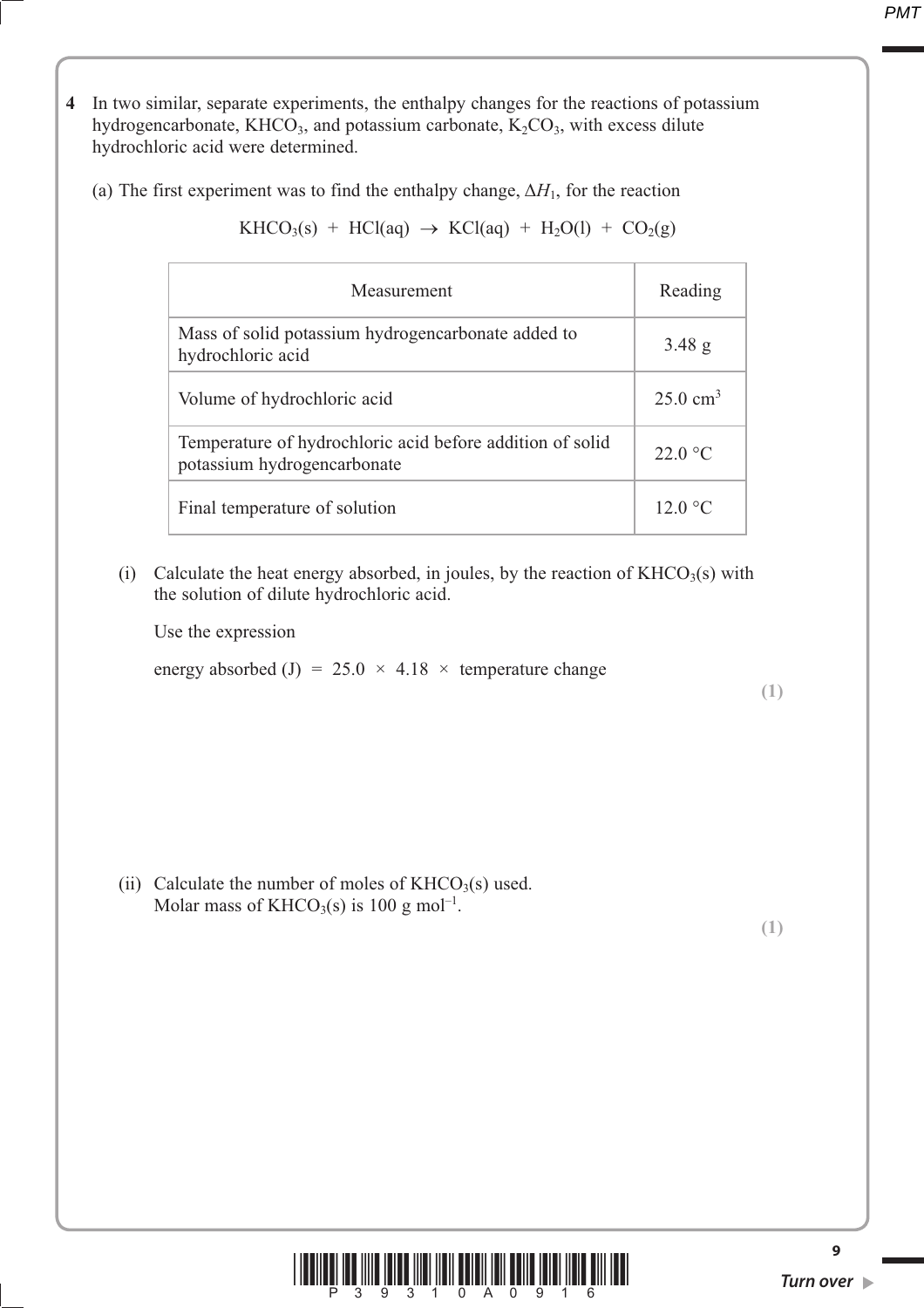**4** In two similar, separate experiments, the enthalpy changes for the reactions of potassium hydrogencarbonate, $KHCO_3$, and potassium carbonate, $K_2CO_3$, with excess dilute hydrochloric acid were determined.

(a) The first experiment was to find the enthalpy change, $\Delta H_1$, for the reaction

$$KHCO_3(s) + HCl(aq) \rightarrow KCl(aq) + H_2O(l) + CO_2(g)$$

| Measurement | Reading |
| --- | --- |
| Mass of solid potassium hydrogencarbonate added to hydrochloric acid | 3.48 g |
| Volume of hydrochloric acid | 25.0 $cm^3$ |
| Temperature of hydrochloric acid before addition of solid potassium hydrogencarbonate | 22.0 °C |
| Final temperature of solution | 12.0 °C |

(i) Calculate the heat energy absorbed, in joules, by the reaction of $KHCO_3(s)$ with the solution of dilute hydrochloric acid.

Use the expression

energy absorbed (J) = 25.0 × 4.18 × temperature change

**(1)**

(ii) Calculate the number of moles of $KHCO_3(s)$ used.
Molar mass of $KHCO_3(s)$ is 100 g $mol^{-1}$.

**(1)**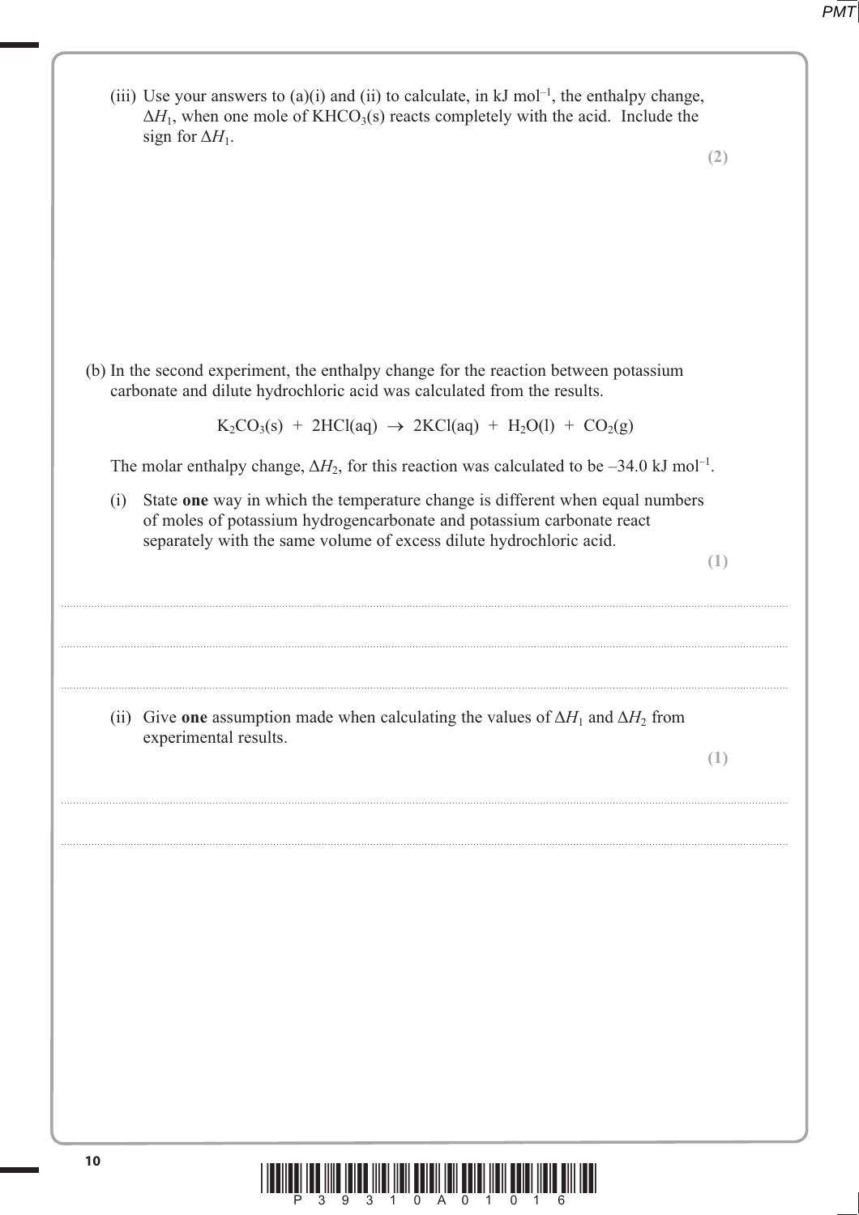(iii) Use your answers to (a)(i) and (ii) to calculate, in kJ $mol^{-1}$, the enthalpy change, $\Delta H_1$, when one mole of $KHCO_3(s)$ reacts completely with the acid. Include the sign for $\Delta H_1$.

**(2)**

(b) In the second experiment, the enthalpy change for the reaction between potassium carbonate and dilute hydrochloric acid was calculated from the results.

$$K_2CO_3(s) + 2HCl(aq) \rightarrow 2KCl(aq) + H_2O(l) + CO_2(g)$$

The molar enthalpy change, $\Delta H_2$, for this reaction was calculated to be –34.0 kJ $mol^{-1}$.

(i) State **one** way in which the temperature change is different when equal numbers of moles of potassium hydrogencarbonate and potassium carbonate react separately with the same volume of excess dilute hydrochloric acid.

**(1)**

....................................................................................................................................................

....................................................................................................................................................

....................................................................................................................................................

(ii) Give **one** assumption made when calculating the values of $\Delta H_1$ and $\Delta H_2$ from experimental results.

**(1)**

....................................................................................................................................................

....................................................................................................................................................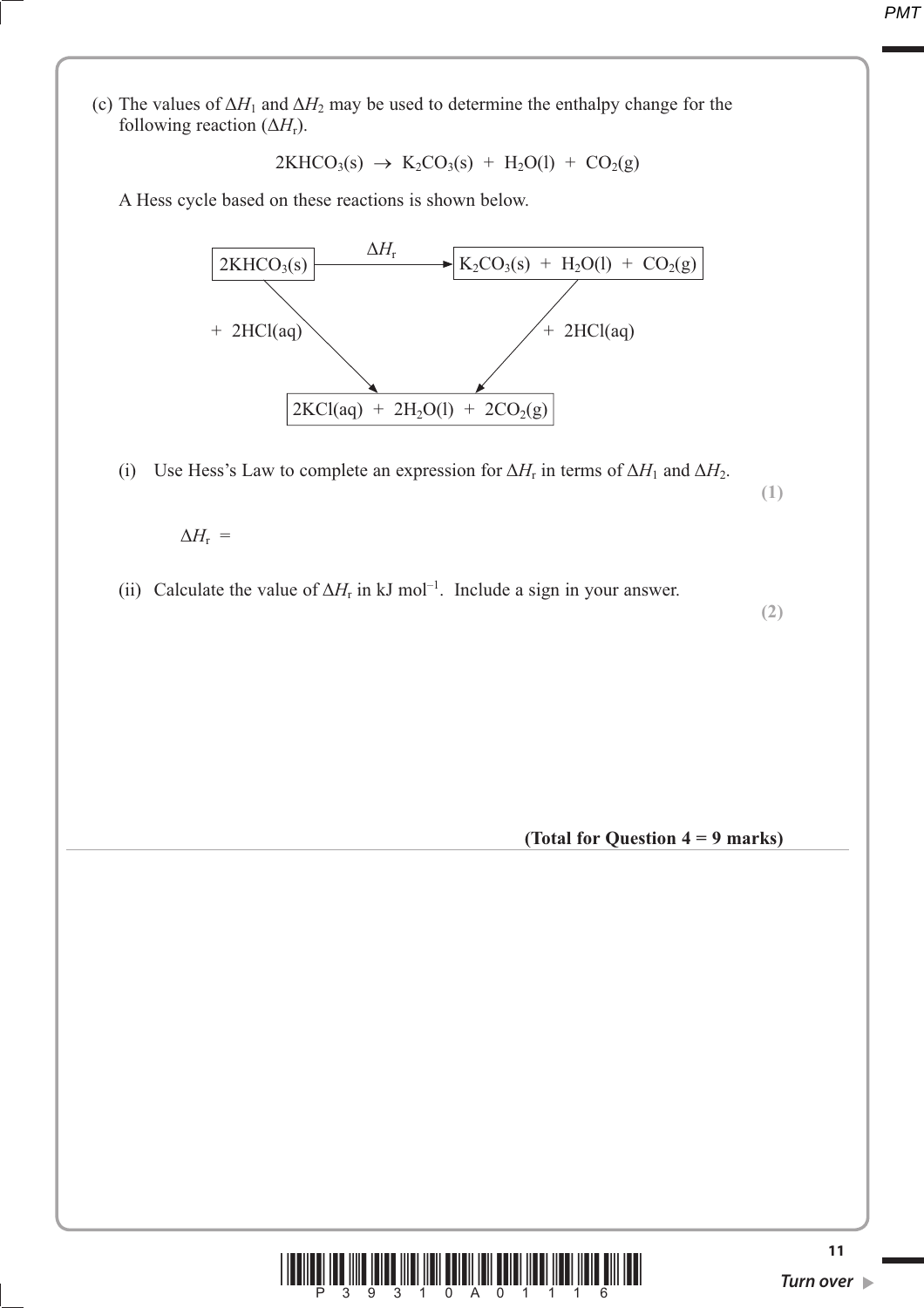(c) The values of $\Delta H_1$ and $\Delta H_2$ may be used to determine the enthalpy change for the following reaction ($\Delta H_r$).

$$2KHCO_3(s) \rightarrow K_2CO_3(s) + H_2O(l) + CO_2(g)$$

A Hess cycle based on these reactions is shown below.

$$2KHCO_3(s) \xrightarrow{\Delta H_r} K_2CO_3(s) + H_2O(l) + CO_2(g)$$

$2KHCO_3(s)$ — $+ 2HCl(aq)$ → $2KCl(aq) + 2H_2O(l) + 2CO_2(g)$

$K_2CO_3(s) + H_2O(l) + CO_2(g)$ — $+ 2HCl(aq)$ → $2KCl(aq) + 2H_2O(l) + 2CO_2(g)$

(i) Use Hess's Law to complete an expression for $\Delta H_r$ in terms of $\Delta H_1$ and $\Delta H_2$.

**(1)**

$\Delta H_r$ =

(ii) Calculate the value of $\Delta H_r$ in kJ mol$^{-1}$. Include a sign in your answer.

**(2)**

**(Total for Question 4 = 9 marks)**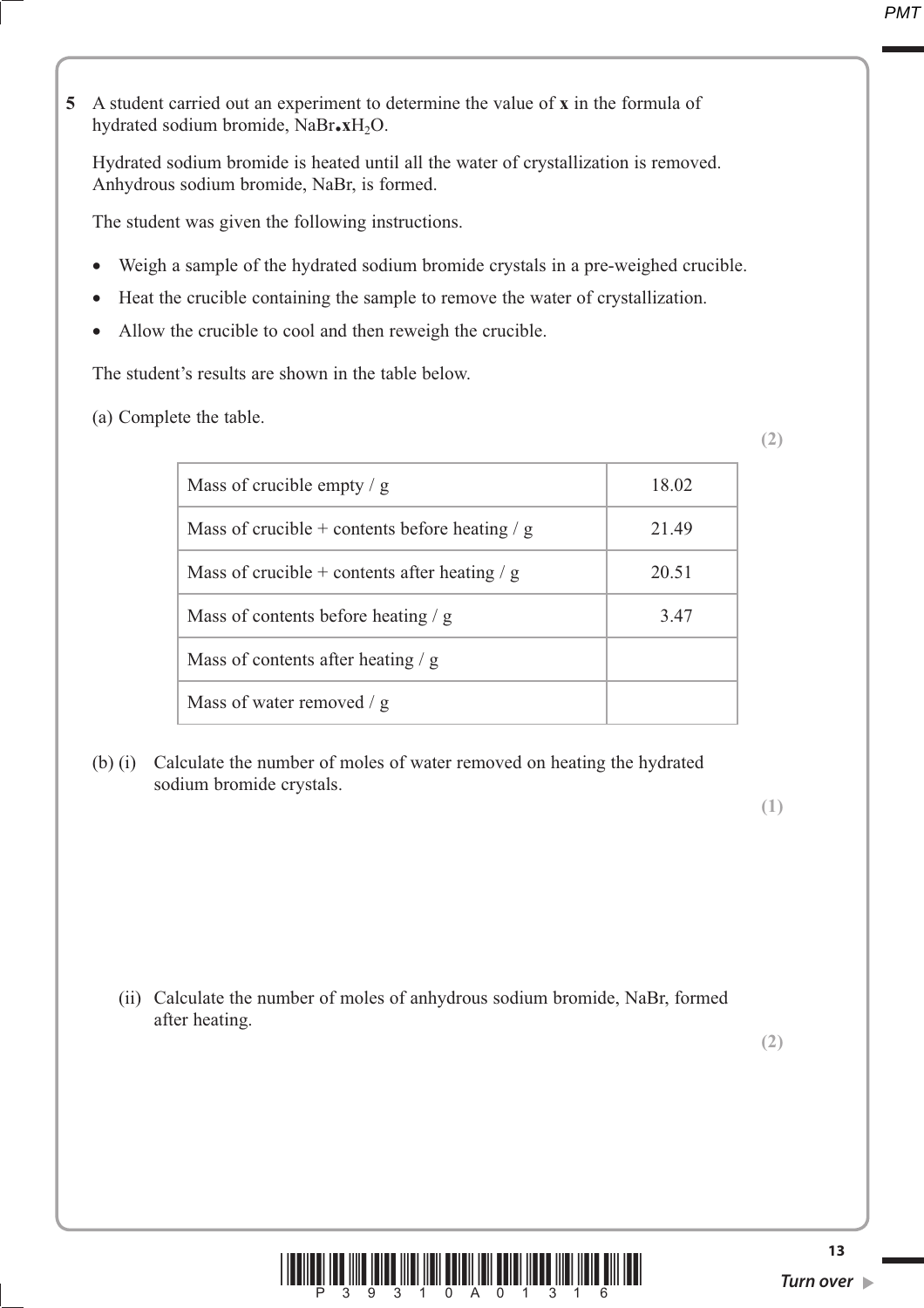**5** A student carried out an experiment to determine the value of **x** in the formula of hydrated sodium bromide, $NaBr{\bullet}\mathbf{x}H_2O$.

Hydrated sodium bromide is heated until all the water of crystallization is removed. Anhydrous sodium bromide, NaBr, is formed.

The student was given the following instructions.

- Weigh a sample of the hydrated sodium bromide crystals in a pre-weighed crucible.
- Heat the crucible containing the sample to remove the water of crystallization.
- Allow the crucible to cool and then reweigh the crucible.

The student's results are shown in the table below.

(a) Complete the table.

**(2)**

| | |
|---|---|
| Mass of crucible empty / g | 18.02 |
| Mass of crucible + contents before heating / g | 21.49 |
| Mass of crucible + contents after heating / g | 20.51 |
| Mass of contents before heating / g | 3.47 |
| Mass of contents after heating / g | |
| Mass of water removed / g | |

(b) (i) Calculate the number of moles of water removed on heating the hydrated sodium bromide crystals.

**(1)**

(ii) Calculate the number of moles of anhydrous sodium bromide, NaBr, formed after heating.

**(2)**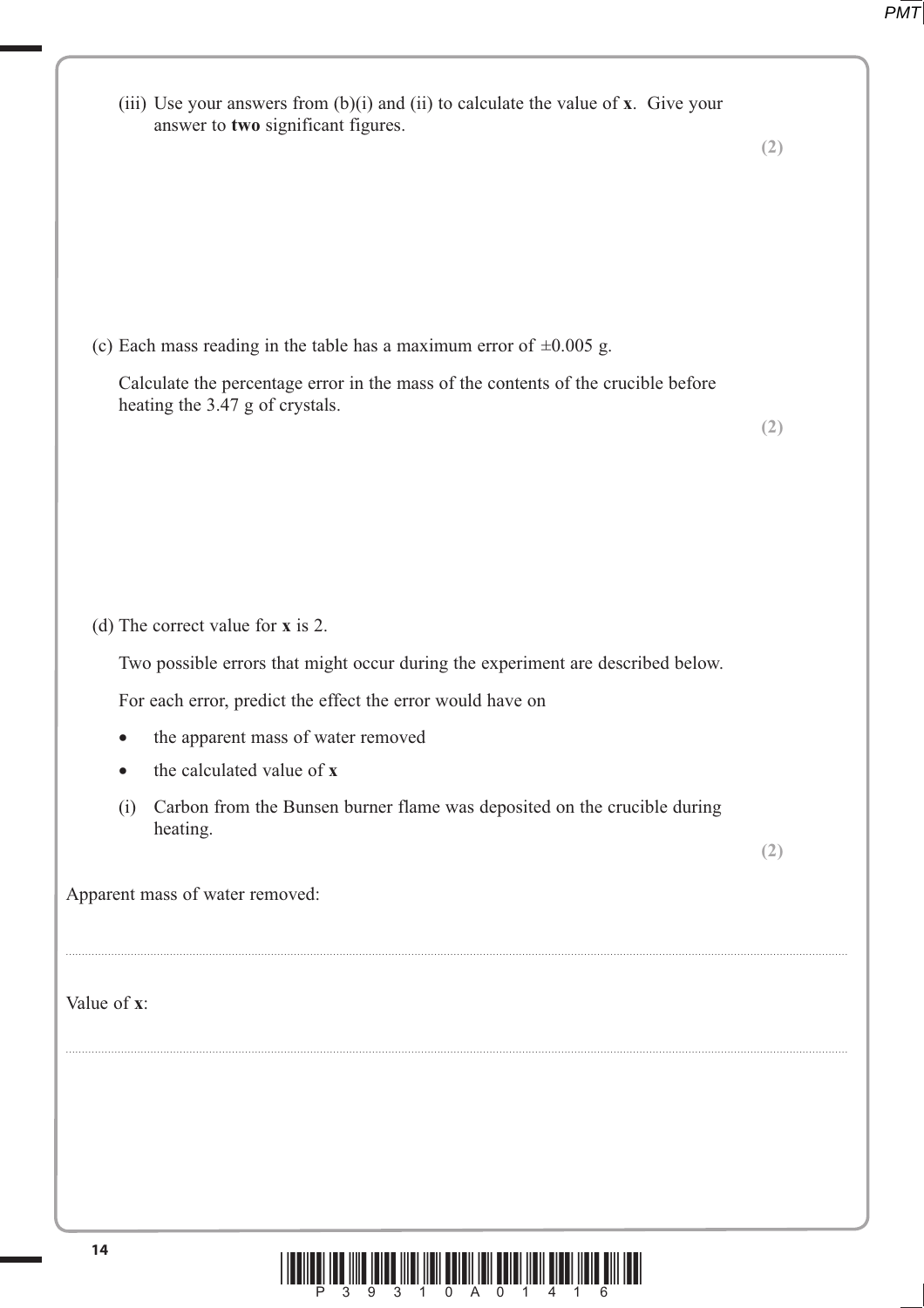(iii) Use your answers from (b)(i) and (ii) to calculate the value of **x**. Give your answer to **two** significant figures.

**(2)**

(c) Each mass reading in the table has a maximum error of ±0.005 g.

Calculate the percentage error in the mass of the contents of the crucible before heating the 3.47 g of crystals.

**(2)**

(d) The correct value for **x** is 2.

Two possible errors that might occur during the experiment are described below.

For each error, predict the effect the error would have on

- the apparent mass of water removed
- the calculated value of **x**

(i) Carbon from the Bunsen burner flame was deposited on the crucible during heating.

**(2)**

Apparent mass of water removed:

..............................................................................................................................................

Value of **x**:

..............................................................................................................................................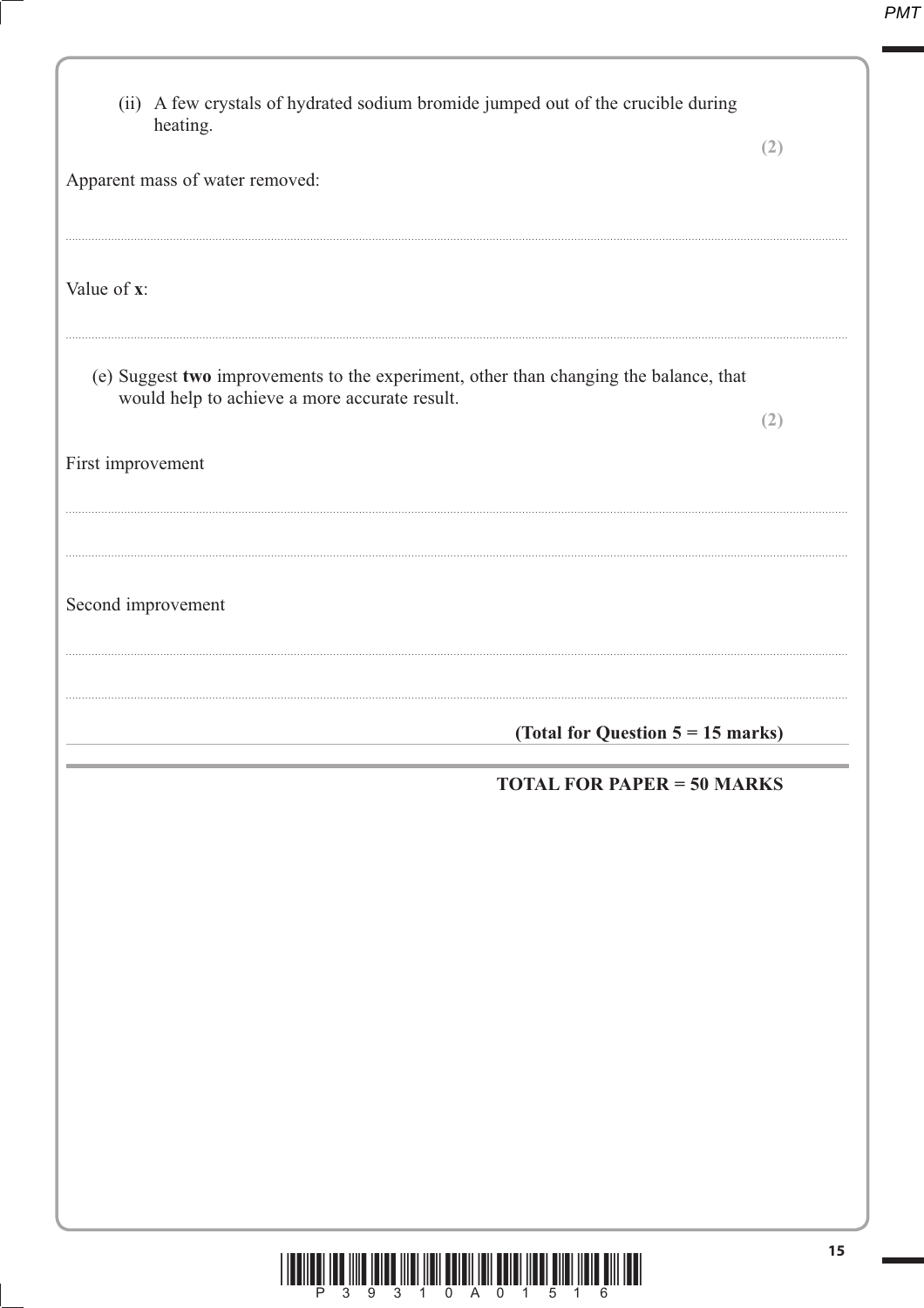(ii) A few crystals of hydrated sodium bromide jumped out of the crucible during heating.

**(2)**

Apparent mass of water removed:

..............................................................................................................................................................................

Value of **x**:

..............................................................................................................................................................................

(e) Suggest **two** improvements to the experiment, other than changing the balance, that would help to achieve a more accurate result.

**(2)**

First improvement

..............................................................................................................................................................................

..............................................................................................................................................................................

Second improvement

..............................................................................................................................................................................

..............................................................................................................................................................................

**(Total for Question 5 = 15 marks)**

**TOTAL FOR PAPER = 50 MARKS**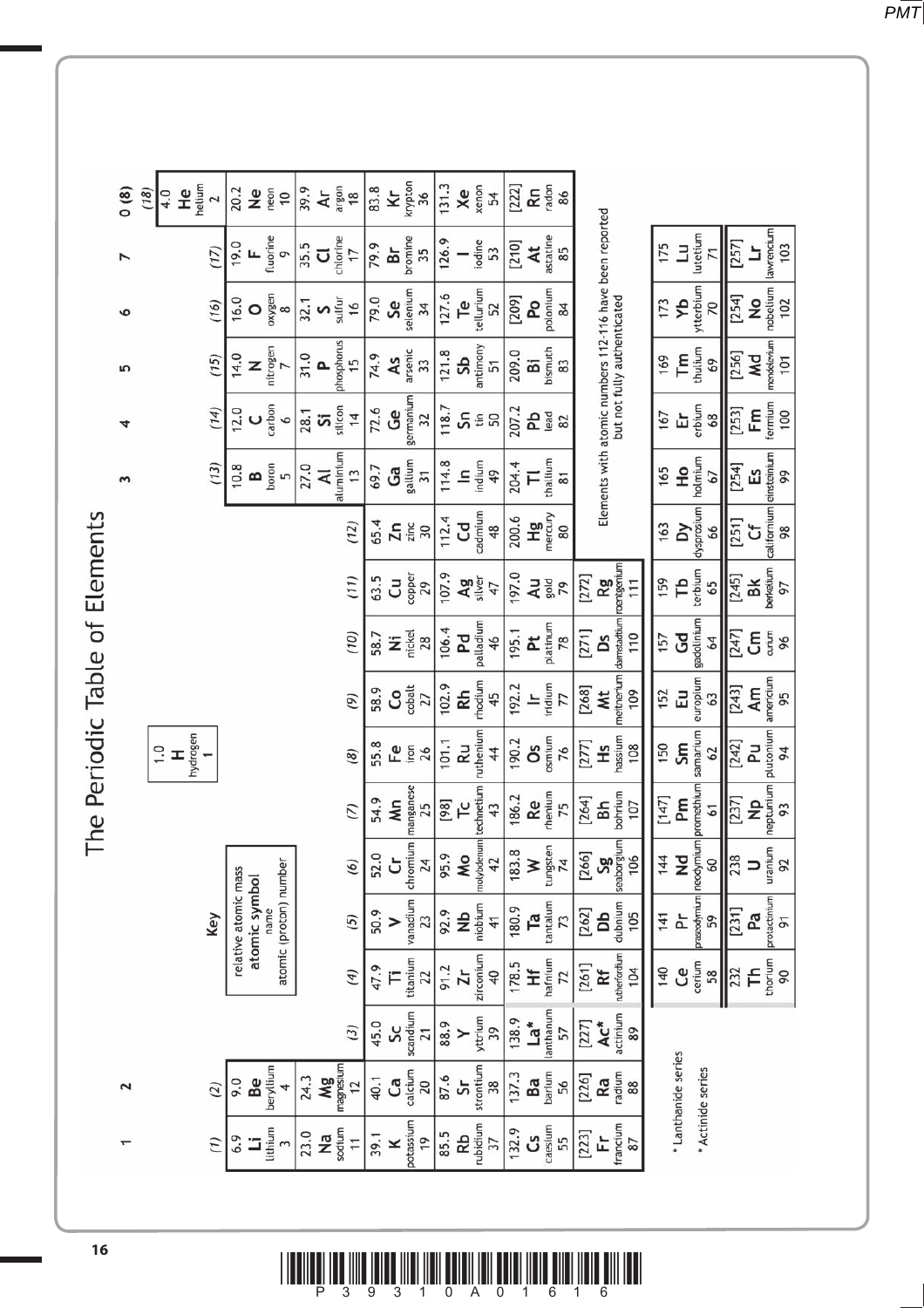# The Periodic Table of Elements

**Key**

relative atomic mass
**atomic symbol**
name
atomic (proton) number

| 1 | 2 | | | | | | | | | | | 3 | 4 | 5 | 6 | 7 | 0 (8) |
|---|---|---|---|---|---|---|---|---|---|---|---|---|---|---|---|---|---|
| (1) | (2) | | | | | | | | | | | (13) | (14) | (15) | (16) | (17) | (18) |
| 1.0 **H** hydrogen 1 | | | | | | | | | | | | | | | | | 4.0 **He** helium 2 |
| 6.9 **Li** lithium 3 | 9.0 **Be** beryllium 4 | | | | | | | | | | | 10.8 **B** boron 5 | 12.0 **C** carbon 6 | 14.0 **N** nitrogen 7 | 16.0 **O** oxygen 8 | 19.0 **F** fluorine 9 | 20.2 **Ne** neon 10 |
| 23.0 **Na** sodium 11 | 24.3 **Mg** magnesium 12 | (3) | (4) | (5) | (6) | (7) | (8) | (9) | (10) | (11) | (12) | 27.0 **Al** aluminium 13 | 28.1 **Si** silicon 14 | 31.0 **P** phosphorus 15 | 32.1 **S** sulfur 16 | 35.5 **Cl** chlorine 17 | 39.9 **Ar** argon 18 |
| 39.1 **K** potassium 19 | 40.1 **Ca** calcium 20 | 45.0 **Sc** scandium 21 | 47.9 **Ti** titanium 22 | 50.9 **V** vanadium 23 | 52.0 **Cr** chromium 24 | 54.9 **Mn** manganese 25 | 55.8 **Fe** iron 26 | 58.9 **Co** cobalt 27 | 58.7 **Ni** nickel 28 | 63.5 **Cu** copper 29 | 65.4 **Zn** zinc 30 | 69.7 **Ga** gallium 31 | 72.6 **Ge** germanium 32 | 74.9 **As** arsenic 33 | 79.0 **Se** selenium 34 | 79.9 **Br** bromine 35 | 83.8 **Kr** krypton 36 |
| 85.5 **Rb** rubidium 37 | 87.6 **Sr** strontium 38 | 88.9 **Y** yttrium 39 | 91.2 **Zr** zirconium 40 | 92.9 **Nb** niobium 41 | 95.9 **Mo** molybdenum 42 | [98] **Tc** technetium 43 | 101.1 **Ru** ruthenium 44 | 102.9 **Rh** rhodium 45 | 106.4 **Pd** palladium 46 | 107.9 **Ag** silver 47 | 112.4 **Cd** cadmium 48 | 114.8 **In** indium 49 | 118.7 **Sn** tin 50 | 121.8 **Sb** antimony 51 | 127.6 **Te** tellurium 52 | 126.9 **I** iodine 53 | 131.3 **Xe** xenon 54 |
| 132.9 **Cs** caesium 55 | 137.3 **Ba** barium 56 | 138.9 **La*** lanthanum 57 | 178.5 **Hf** hafnium 72 | 180.9 **Ta** tantalum 73 | 183.8 **W** tungsten 74 | 186.2 **Re** rhenium 75 | 190.2 **Os** osmium 76 | 192.2 **Ir** iridium 77 | 195.1 **Pt** platinum 78 | 197.0 **Au** gold 79 | 200.6 **Hg** mercury 80 | 204.4 **Tl** thallium 81 | 207.2 **Pb** lead 82 | 209.0 **Bi** bismuth 83 | [209] **Po** polonium 84 | [210] **At** astatine 85 | [222] **Rn** radon 86 |
| [223] **Fr** francium 87 | [226] **Ra** radium 88 | [227] **Ac*** actinium 89 | [261] **Rf** rutherfordium 104 | [262] **Db** dubnium 105 | [266] **Sg** seaborgium 106 | [264] **Bh** bohrium 107 | [277] **Hs** hassium 108 | [268] **Mt** meitnerium 109 | [271] **Ds** darmstadtium 110 | [272] **Rg** roentgenium 111 | | | | | | | |

Elements with atomic numbers 112-116 have been reported but not fully authenticated

| | | | | | | | | | | | | | | |
|---|---|---|---|---|---|---|---|---|---|---|---|---|---|---|
| * Lanthanide series | 140 **Ce** cerium 58 | 141 **Pr** praseodymium 59 | 144 **Nd** neodymium 60 | [147] **Pm** promethium 61 | 150 **Sm** samarium 62 | 152 **Eu** europium 63 | 157 **Gd** gadolinium 64 | 159 **Tb** terbium 65 | 163 **Dy** dysprosium 66 | 165 **Ho** holmium 67 | 167 **Er** erbium 68 | 169 **Tm** thulium 69 | 173 **Yb** ytterbium 70 | 175 **Lu** lutetium 71 |
| * Actinide series | 232 **Th** thorium 90 | [231] **Pa** protactinium 91 | 238 **U** uranium 92 | [237] **Np** neptunium 93 | [242] **Pu** plutonium 94 | [243] **Am** americium 95 | [247] **Cm** curium 96 | [245] **Bk** berkelium 97 | [251] **Cf** californium 98 | [254] **Es** einsteinium 99 | [253] **Fm** fermium 100 | [256] **Md** mendelevium 101 | [254] **No** nobelium 102 | [257] **Lr** lawrencium 103 |